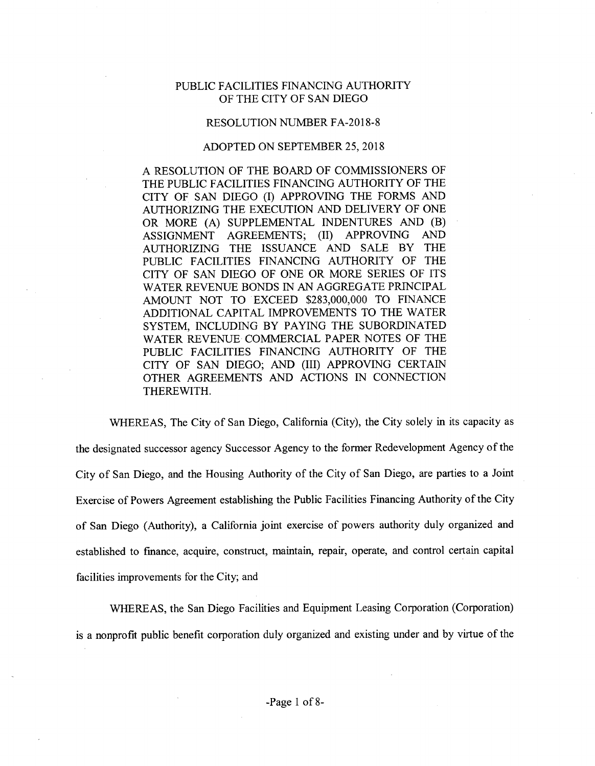# PUBLIC FACILITIES FINANCING AUTHORITY OF THE CITY OF SAN DIEGO

## RESOLUTION NUMBER FA-2018-8

## ADOPTED ON SEPTEMBER 25, 2018

A RESOLUTION OF THE BOARD OF COMMISSIONERS OF THE PUBLIC FACILITIES FINANCING AUTHORITY OF THE CITY OF SAN DIEGO (I) APPROVING THE FORMS AND AUTHORIZING THE EXECUTION AND DELIVERY OF ONE OR MORE (A) SUPPLEMENTAL INDENTURES AND (B) ASSIGNMENT AGREEMENTS; (II) APPROVING AND AUTHORIZING THE ISSUANCE AND SALE BY THE PUBLIC FACILITIES FINANCING AUTHORITY OF THE CITY OF SAN DIEGO OF ONE OR MORE SERIES OF ITS WATER REVENUE BONDS IN AN AGGREGATE PRINCIPAL AMOUNT NOT TO EXCEED $283,000,000 TO FINANCE ADDITIONAL CAPITAL IMPROVEMENTS TO THE WATER SYSTEM, INCLUDING BY PAYING THE SUBORDINATED WATER REVENUE COMMERCIAL PAPER NOTES OF THE PUBLIC FACILITIES FINANCING AUTHORITY OF THE CITY OF SAN DIEGO; AND (III) APPROVING CERTAIN OTHER AGREEMENTS AND ACTIONS IN CONNECTION THEREWITH.

WHEREAS, The City of San Diego, California (City), the City solely in its capacity as the designated successor agency Successor Agency to the former Redevelopment Agency of the City of San Diego, and the Housing Authority of the City of San Diego, are parties to a Joint Exercise of Powers Agreement establishing the Public Facilities Financing Authority of the City of San Diego (Authority), a California joint exercise of powers authority duly organized and established to finance, acquire, construct, maintain, repair, operate, and control certain capital facilities improvements for the City; and

WHEREAS, the San Diego Facilities and Equipment Leasing Corporation (Corporation) is a nonprofit public benefit corporation duly organized and existing under and by virtue of the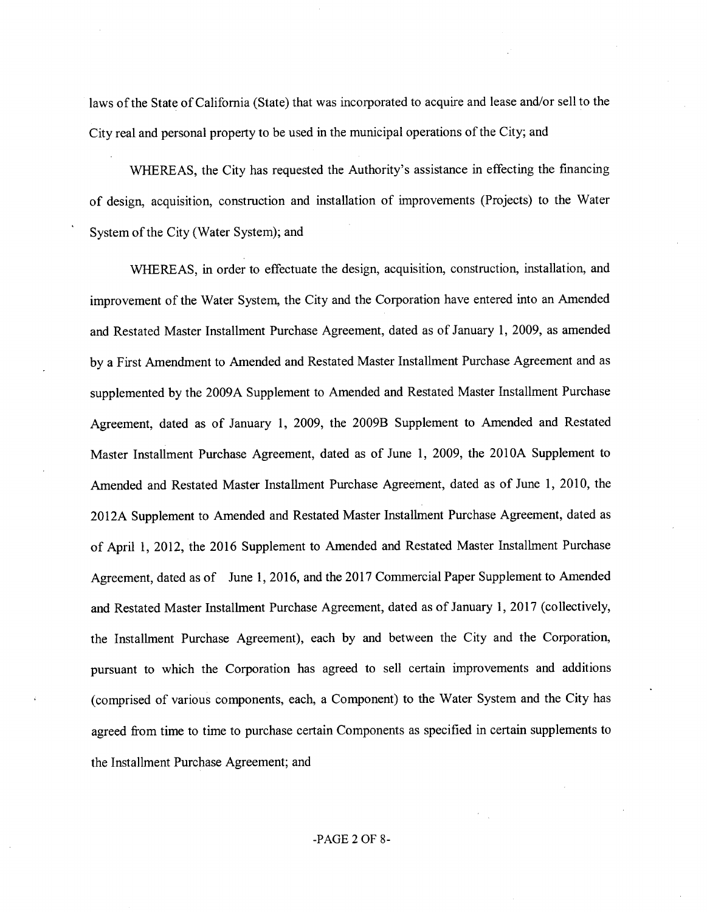laws of the State of California (State) that was incorporated to acquire and lease and/or sell to the City real and personal property to be used in the municipal operations of the City; and

WHEREAS, the City has requested the Authority's assistance in effecting the financing of design, acquisition, construction and installation of improvements (Projects) to the Water System of the City (Water System); and

WHEREAS, in order to effectuate the design, acquisition, construction, installation, and improvement of the Water System, the City and the Corporation have entered into an Amended and Restated Master Installment Purchase Agreement, dated as of January 1, 2009, as amended by a First Amendment to Amended and Restated Master Installment Purchase Agreement and as supplemented by the 2009A Supplement to Amended and Restated Master Installment Purchase Agreement, dated as of January 1, 2009, the 2009B Supplement to Amended and Restated Master Installment Purchase Agreement, dated as of June 1, 2009, the 2010A Supplement to Amended and Restated Master Installment Purchase Agreement, dated as of June 1, 2010, the 2012A Supplement to Amended and Restated Master Installment Purchase Agreement, dated as of April 1, 2012, the 2016 Supplement to Amended and Restated Master Installment Purchase Agreement, dated as of June 1, 2016, and the 2017 Commercial Paper Supplement to Amended and Restated Master Installment Purchase Agreement, dated as of January 1, 2017 (collectively, the Installment Purchase Agreement), each by and between the City and the Corporation, pursuant to which the Corporation has agreed to sell certain improvements and additions (comprised of various components, each, a Component) to the Water System and the City has agreed from time to time to purchase certain Components as specified in certain supplements to the Installment Purchase Agreement; and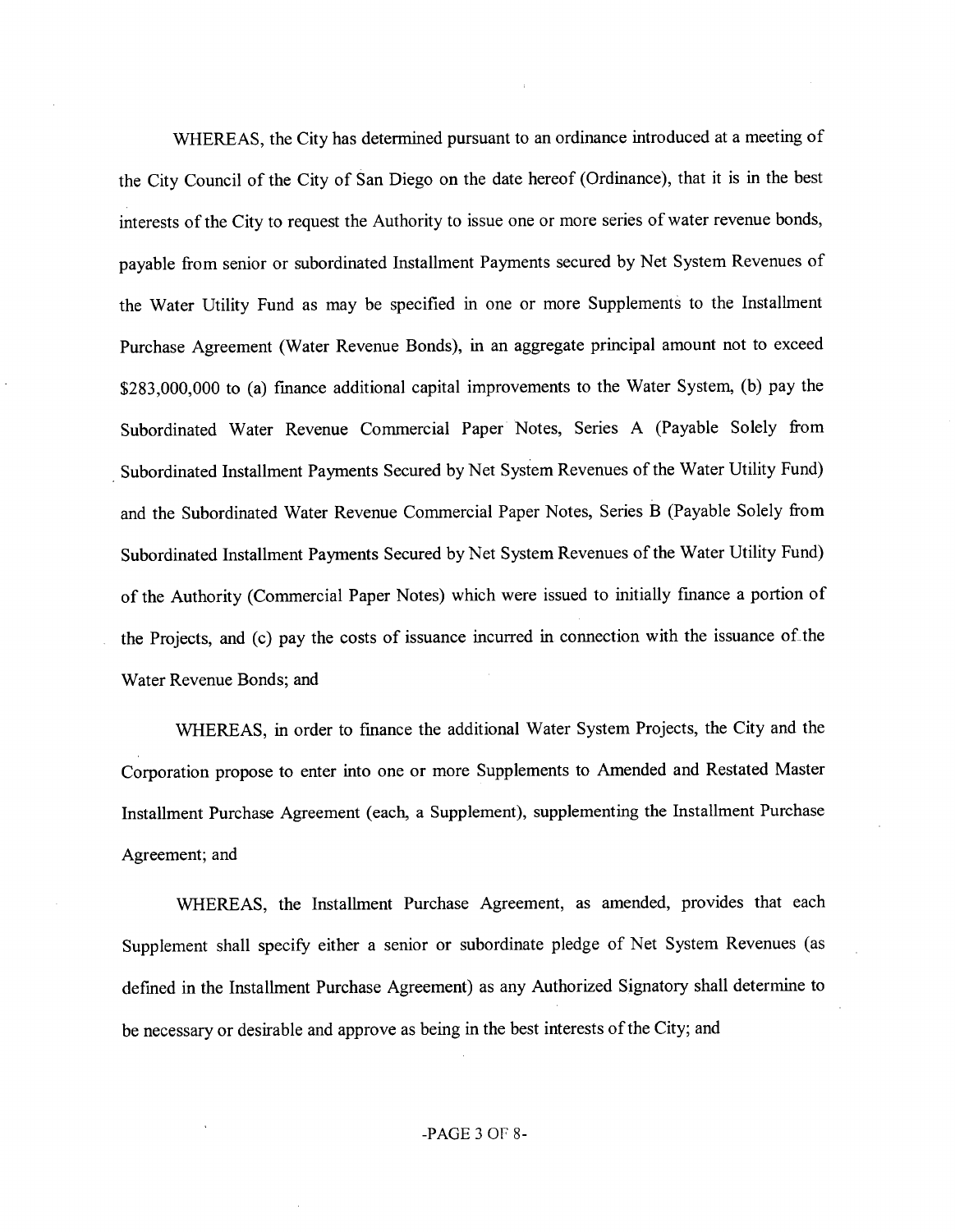WHEREAS, the City has determined pursuant to an ordinance introduced at a meeting of the City Council of the City of San Diego on the date hereof (Ordinance), that it is in the best interests of the City to request the Authority to issue one or more series of water revenue bonds, payable from senior or subordinated Installment Payments secured by Net System Revenues of the Water Utility Fund as may be specified in one or more Supplements to the Installment Purchase Agreement (Water Revenue Bonds), in an aggregate principal amount not to exceed $283,000,000 to (a) finance additional capital improvements to the Water System, (b) pay the Subordinated Water Revenue Commercial Paper Notes, Series A (Payable Solely from Subordinated Installment Payments Secured by Net System Revenues of the Water Utility Fund) and the Subordinated Water Revenue Commercial Paper Notes, Series B (Payable Solely from Subordinated Installment Payments Secured by Net System Revenues of the Water Utility Fund) of the Authority (Commercial Paper Notes) which were issued to initially finance a portion of the Projects, and (c) pay the costs of issuance incurred in connection with the issuance of the Water Revenue Bonds; and

WHEREAS, in order to finance the additional Water System Projects, the City and the Corporation propose to enter into one or more Supplements to Amended and Restated Master Installment Purchase Agreement (each, a Supplement), supplementing the Installment Purchase Agreement; and

WHEREAS, the Installment Purchase Agreement, as amended, provides that each Supplement shall specify either a senior or subordinate pledge of Net System Revenues (as defined in the Installment Purchase Agreement) as any Authorized Signatory shall determine to be necessary or desirable and approve as being in the best interests of the City; and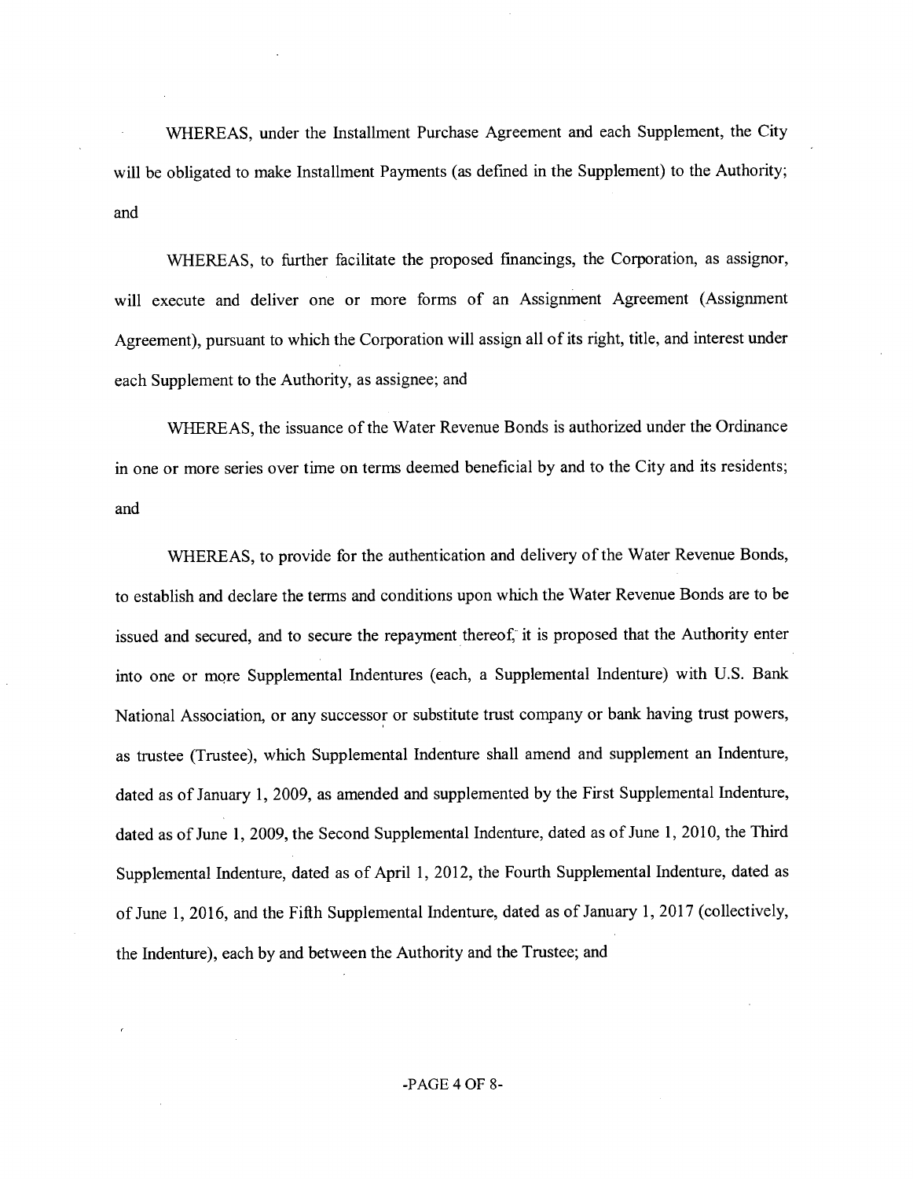WHEREAS, under the Installment Purchase Agreement and each Supplement, the City will be obligated to make Installment Payments (as defined in the Supplement) to the Authority; and

WHEREAS, to further facilitate the proposed financings, the Corporation, as assignor, will execute and deliver one or more forms of an Assignment Agreement (Assignment Agreement), pursuant to which the Corporation will assign all of its right, title, and interest under each Supplement to the Authority, as assignee; and

WHEREAS, the issuance of the Water Revenue Bonds is authorized under the Ordinance in one or more series over time on terms deemed beneficial by and to the City and its residents; and

WHEREAS, to provide for the authentication and delivery of the Water Revenue Bonds, to establish and declare the terms and conditions upon which the Water Revenue Bonds are to be issued and secured, and to secure the repayment thereof, it is proposed that the Authority enter into one or more Supplemental Indentures (each, a Supplemental Indenture) with U.S. Bank National Association, or any successor or substitute trust company or bank having trust powers, as trustee (Trustee), which Supplemental Indenture shall amend and supplement an Indenture, dated as of January 1, 2009, as amended and supplemented by the First Supplemental Indenture, dated as of June 1, 2009, the Second Supplemental Indenture, dated as of June 1, 2010, the Third Supplemental Indenture, dated as of April 1, 2012, the Fourth Supplemental Indenture, dated as of June 1, 2016, and the Fifth Supplemental Indenture, dated as of January 1, 2017 (collectively, the Indenture), each by and between the Authority and the Trustee; and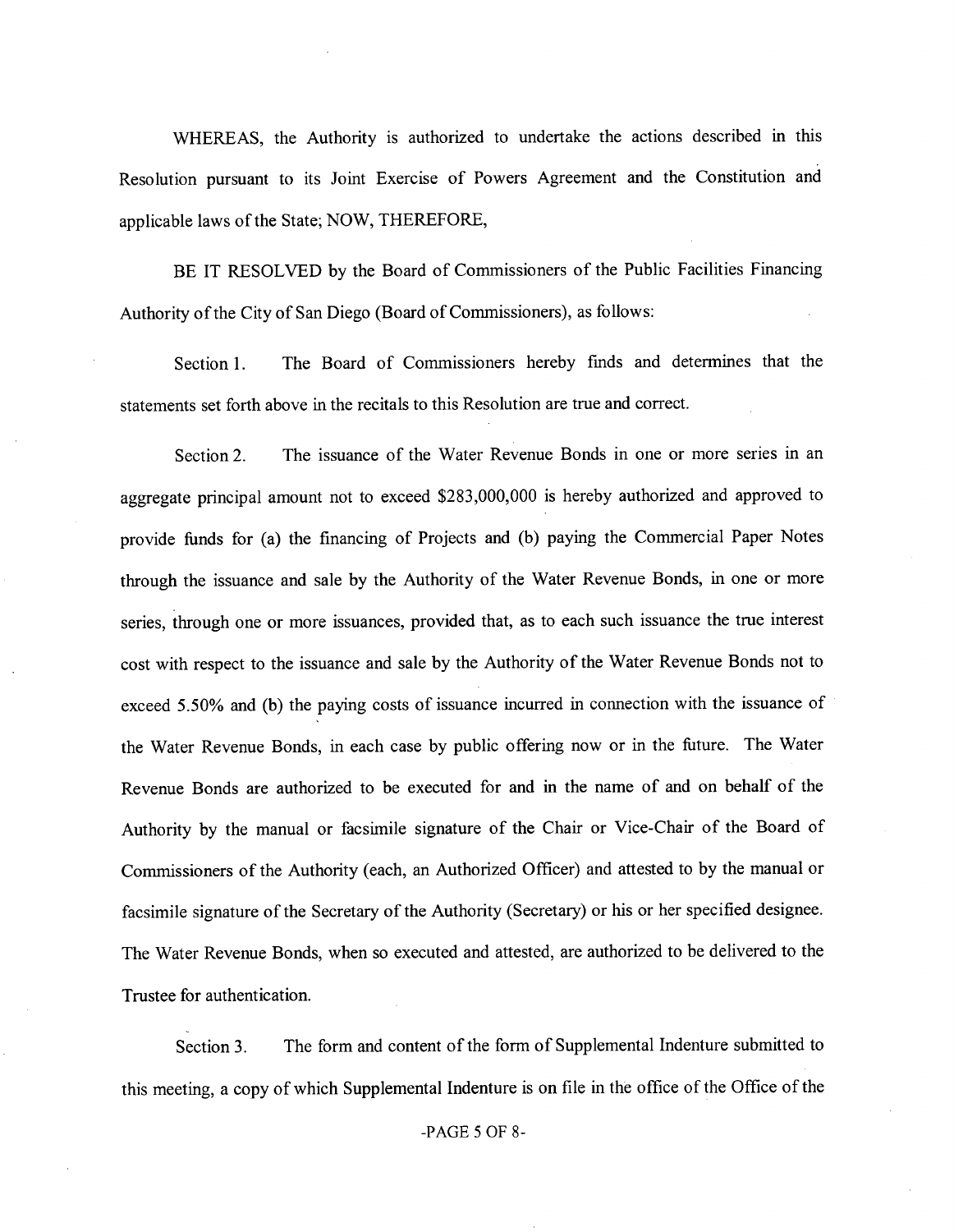WHEREAS, the Authority is authorized to undertake the actions described in this Resolution pursuant to its Joint Exercise of Powers Agreement and the Constitution and applicable laws of the State; NOW, THEREFORE,

BE IT RESOLVED by the Board of Commissioners of the Public Facilities Financing Authority of the City of San Diego (Board of Commissioners), as follows:

Section 1. The Board of Commissioners hereby finds and determines that the statements set forth above in the recitals to this Resolution are true and correct.

Section 2. The issuance of the Water Revenue Bonds in one or more series in an aggregate principal amount not to exceed $283,000,000 is hereby authorized and approved to provide funds for (a) the financing of Projects and (b) paying the Commercial Paper Notes through the issuance and sale by the Authority of the Water Revenue Bonds, in one or more series, through one or more issuances, provided that, as to each such issuance the true interest cost with respect to the issuance and sale by the Authority of the Water Revenue Bonds not to exceed 5.50% and (b) the paying costs of issuance incurred in connection with the issuance of the Water Revenue Bonds, in each case by public offering now or in the future. The Water Revenue Bonds are authorized to be executed for and in the name of and on behalf of the Authority by the manual or facsimile signature of the Chair or Vice-Chair of the Board of Commissioners of the Authority (each, an Authorized Officer) and attested to by the manual or facsimile signature of the Secretary of the Authority (Secretary) or his or her specified designee. The Water Revenue Bonds, when so executed and attested, are authorized to be delivered to the Trustee for authentication.

Section 3. The form and content of the form of Supplemental Indenture submitted to this meeting, a copy of which Supplemental Indenture is on file in the office of the Office of the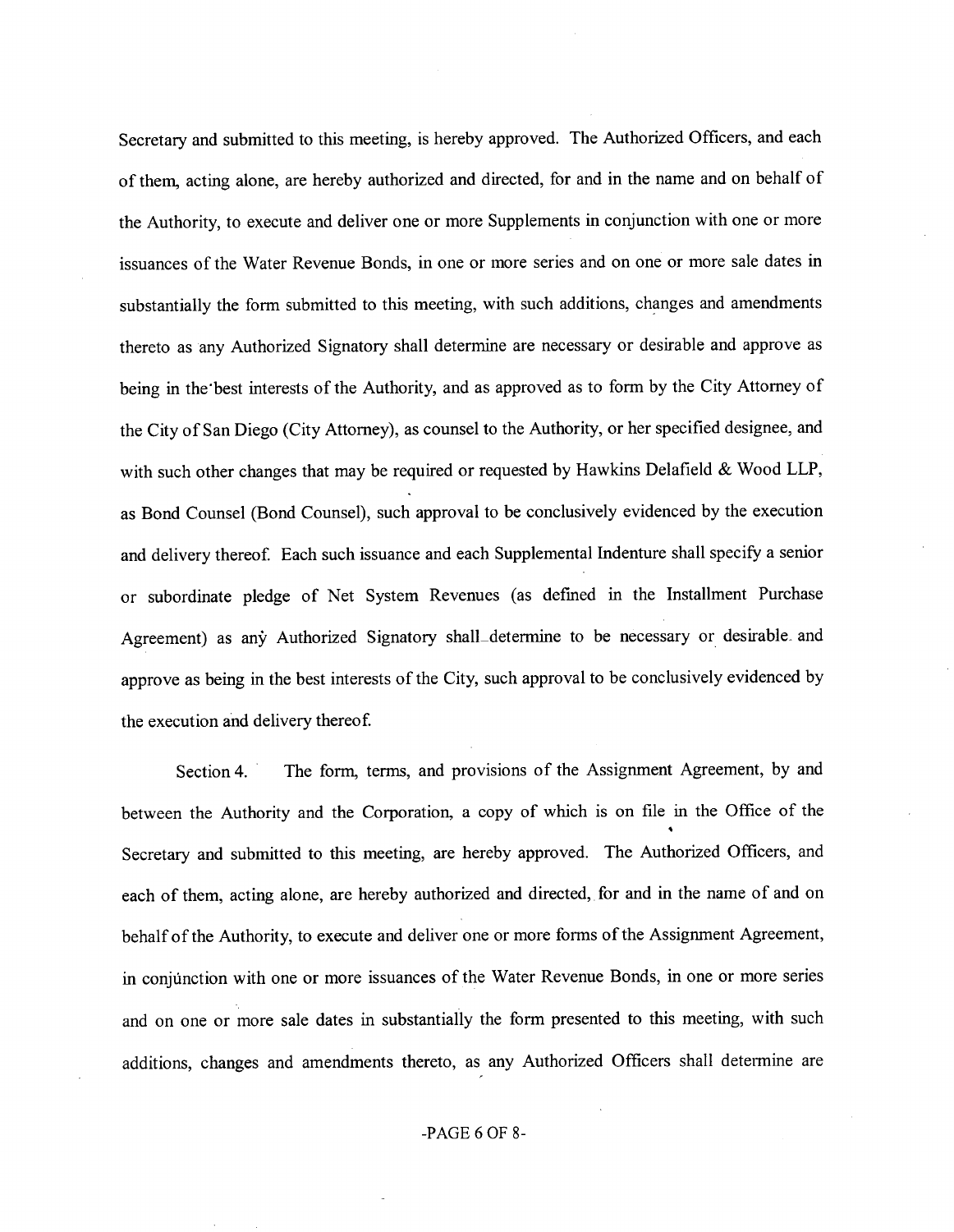Secretary and submitted to this meeting, is hereby approved. The Authorized Officers, and each of them, acting alone, are hereby authorized and directed, for and in the name and on behalf of the Authority, to execute and deliver one or more Supplements in conjunction with one or more issuances of the Water Revenue Bonds, in one or more series and on one or more sale dates in substantially the form submitted to this meeting, with such additions, changes and amendments thereto as any Authorized Signatory shall determine are necessary or desirable and approve as being in the best interests of the Authority, and as approved as to form by the City Attorney of the City of San Diego (City Attorney), as counsel to the Authority, or her specified designee, and with such other changes that may be required or requested by Hawkins Delafield & Wood LLP, as Bond Counsel (Bond Counsel), such approval to be conclusively evidenced by the execution and delivery thereof. Each such issuance and each Supplemental Indenture shall specify a senior or subordinate pledge of Net System Revenues (as defined in the Installment Purchase Agreement) as any Authorized Signatory shall determine to be necessary or desirable and approve as being in the best interests of the City, such approval to be conclusively evidenced by the execution and delivery thereof.

Section 4. The form, terms, and provisions of the Assignment Agreement, by and between the Authority and the Corporation, a copy of which is on file in the Office of the Secretary and submitted to this meeting, are hereby approved. The Authorized Officers, and each of them, acting alone, are hereby authorized and directed, for and in the name of and on behalf of the Authority, to execute and deliver one or more forms of the Assignment Agreement, in conjunction with one or more issuances of the Water Revenue Bonds, in one or more series and on one or more sale dates in substantially the form presented to this meeting, with such additions, changes and amendments thereto, as any Authorized Officers shall determine are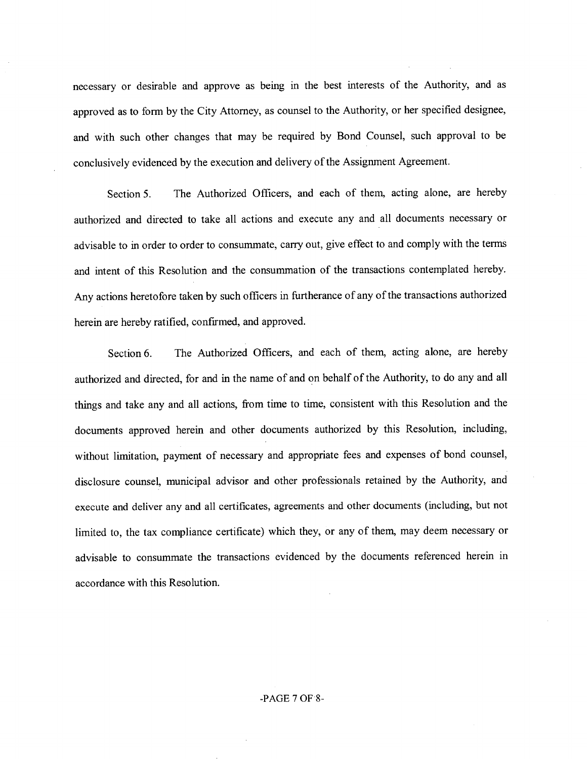necessary or desirable and approve as being in the best interests of the Authority, and as approved as to form by the City Attorney, as counsel to the Authority, or her specified designee, and with such other changes that may be required by Bond Counsel, such approval to be conclusively evidenced by the execution and delivery of the Assignment Agreement.

Section 5. The Authorized Officers, and each of them, acting alone, are hereby authorized and directed to take all actions and execute any and all documents necessary or advisable to in order to order to consummate, carry out, give effect to and comply with the terms and intent of this Resolution and the consummation of the transactions contemplated hereby. Any actions heretofore taken by such officers in furtherance of any of the transactions authorized herein are hereby ratified, confirmed, and approved.

Section 6. The Authorized Officers, and each of them, acting alone, are hereby authorized and directed, for and in the name of and on behalf of the Authority, to do any and all things and take any and all actions, from time to time, consistent with this Resolution and the documents approved herein and other documents authorized by this Resolution, including, without limitation, payment of necessary and appropriate fees and expenses of bond counsel, disclosure counsel, municipal advisor and other professionals retained by the Authority, and execute and deliver any and all certificates, agreements and other documents (including, but not limited to, the tax compliance certificate) which they, or any of them, may deem necessary or advisable to consummate the transactions evidenced by the documents referenced herein in accordance with this Resolution.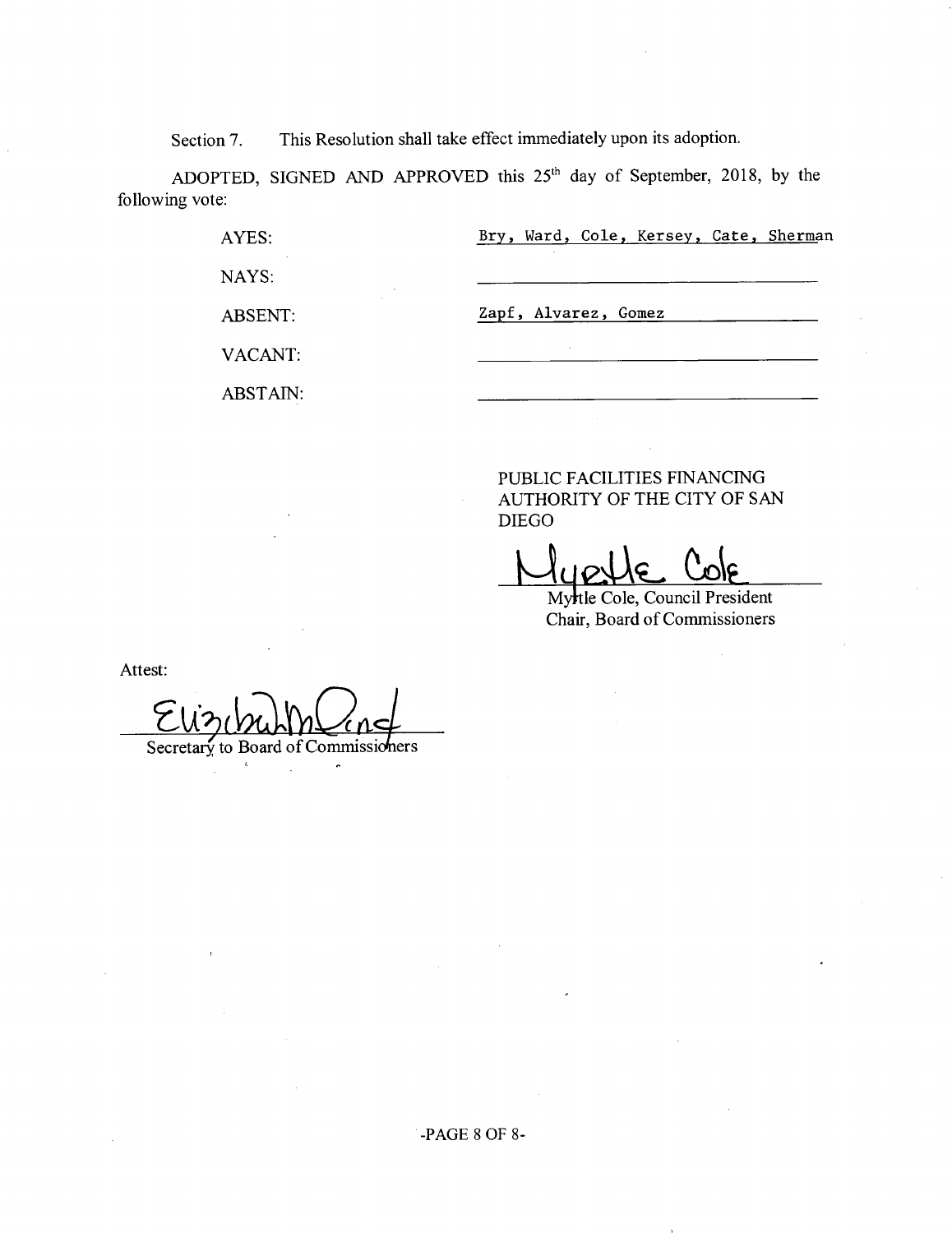Section 7. This Resolution shall take effect immediately upon its adoption.

ADOPTED, SIGNED AND APPROVED this 25th day of September, 2018, by the following vote:

| | |
|---|---|
| AYES: | Bry, Ward, Cole, Kersey, Cate, Sherman |
| NAYS: | |
| ABSENT: | Zapf, Alvarez, Gomez |
| VACANT: | |
| ABSTAIN: | |

PUBLIC FACILITIES FINANCING AUTHORITY OF THE CITY OF SAN DIEGO

Myrtle Cole

Myrtle Cole, Council President
Chair, Board of Commissioners

Attest:

Elizabeth Maland

Secretary to Board of Commissioners